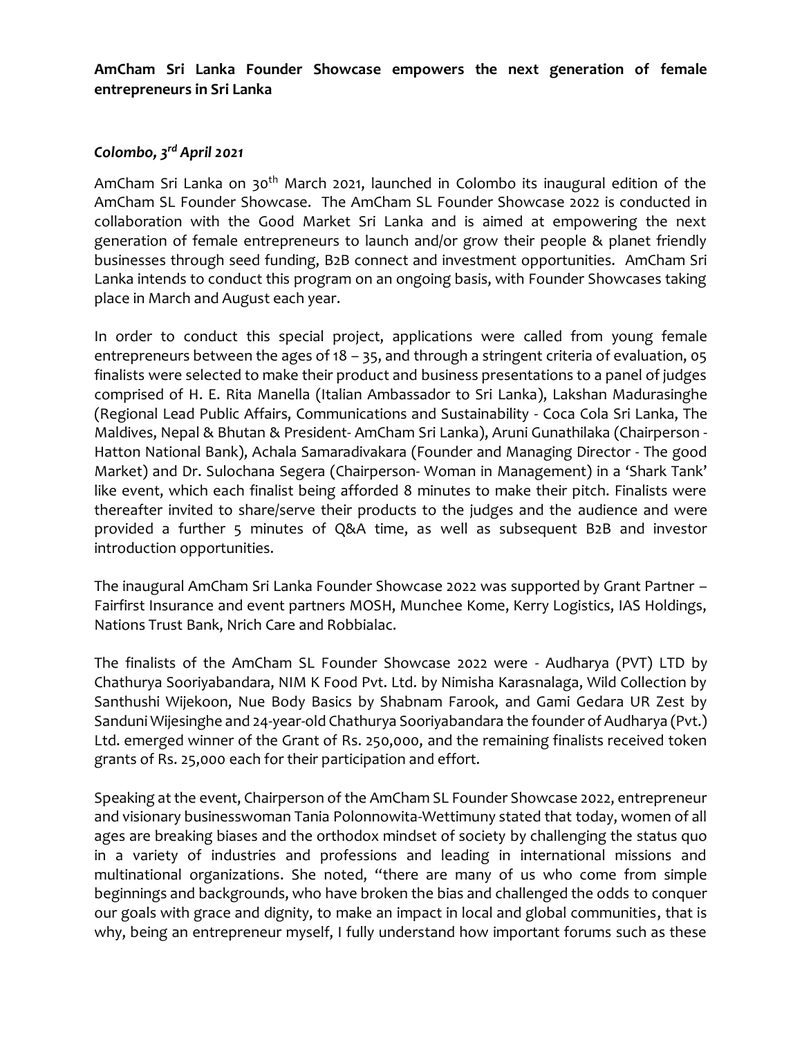**AmCham Sri Lanka Founder Showcase empowers the next generation of female entrepreneurs in Sri Lanka**

***Colombo, 3rd April 2021***

AmCham Sri Lanka on 30th March 2021, launched in Colombo its inaugural edition of the AmCham SL Founder Showcase. The AmCham SL Founder Showcase 2022 is conducted in collaboration with the Good Market Sri Lanka and is aimed at empowering the next generation of female entrepreneurs to launch and/or grow their people & planet friendly businesses through seed funding, B2B connect and investment opportunities. AmCham Sri Lanka intends to conduct this program on an ongoing basis, with Founder Showcases taking place in March and August each year.

In order to conduct this special project, applications were called from young female entrepreneurs between the ages of 18 – 35, and through a stringent criteria of evaluation, 05 finalists were selected to make their product and business presentations to a panel of judges comprised of H. E. Rita Manella (Italian Ambassador to Sri Lanka), Lakshan Madurasinghe (Regional Lead Public Affairs, Communications and Sustainability - Coca Cola Sri Lanka, The Maldives, Nepal & Bhutan & President- AmCham Sri Lanka), Aruni Gunathilaka (Chairperson - Hatton National Bank), Achala Samaradivakara (Founder and Managing Director - The good Market) and Dr. Sulochana Segera (Chairperson- Woman in Management) in a 'Shark Tank' like event, which each finalist being afforded 8 minutes to make their pitch. Finalists were thereafter invited to share/serve their products to the judges and the audience and were provided a further 5 minutes of Q&A time, as well as subsequent B2B and investor introduction opportunities.

The inaugural AmCham Sri Lanka Founder Showcase 2022 was supported by Grant Partner – Fairfirst Insurance and event partners MOSH, Munchee Kome, Kerry Logistics, IAS Holdings, Nations Trust Bank, Nrich Care and Robbialac.

The finalists of the AmCham SL Founder Showcase 2022 were - Audharya (PVT) LTD by Chathurya Sooriyabandara, NIM K Food Pvt. Ltd. by Nimisha Karasnalaga, Wild Collection by Santhushi Wijekoon, Nue Body Basics by Shabnam Farook, and Gami Gedara UR Zest by Sanduni Wijesinghe and 24-year-old Chathurya Sooriyabandara the founder of Audharya (Pvt.) Ltd. emerged winner of the Grant of Rs. 250,000, and the remaining finalists received token grants of Rs. 25,000 each for their participation and effort.

Speaking at the event, Chairperson of the AmCham SL Founder Showcase 2022, entrepreneur and visionary businesswoman Tania Polonnowita-Wettimuny stated that today, women of all ages are breaking biases and the orthodox mindset of society by challenging the status quo in a variety of industries and professions and leading in international missions and multinational organizations. She noted, "there are many of us who come from simple beginnings and backgrounds, who have broken the bias and challenged the odds to conquer our goals with grace and dignity, to make an impact in local and global communities, that is why, being an entrepreneur myself, I fully understand how important forums such as these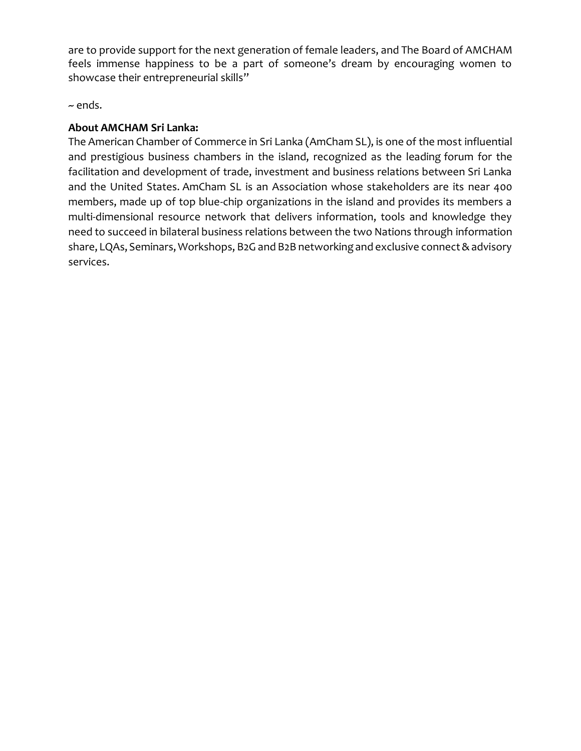are to provide support for the next generation of female leaders, and The Board of AMCHAM feels immense happiness to be a part of someone's dream by encouraging women to showcase their entrepreneurial skills"

~ ends.

**About AMCHAM Sri Lanka:**

The American Chamber of Commerce in Sri Lanka (AmCham SL), is one of the most influential and prestigious business chambers in the island, recognized as the leading forum for the facilitation and development of trade, investment and business relations between Sri Lanka and the United States. AmCham SL is an Association whose stakeholders are its near 400 members, made up of top blue-chip organizations in the island and provides its members a multi-dimensional resource network that delivers information, tools and knowledge they need to succeed in bilateral business relations between the two Nations through information share, LQAs, Seminars, Workshops, B2G and B2B networking and exclusive connect & advisory services.